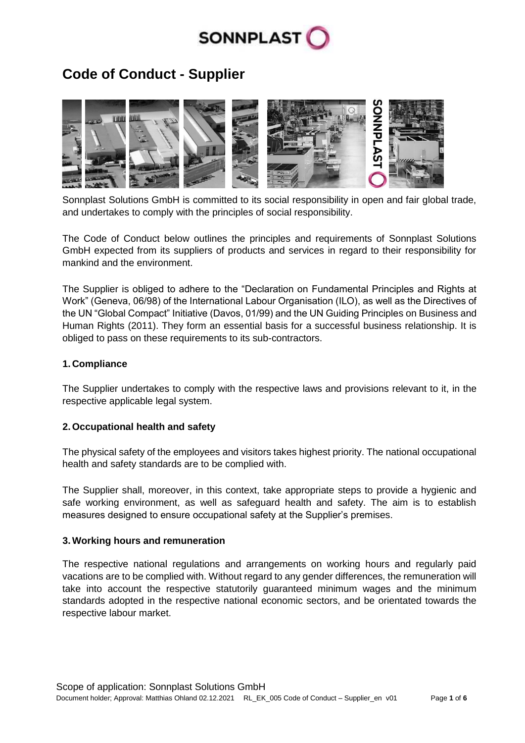# Code of Conduct - Supplier

Sonnplast Solutions GmbH is committed to its social responsibility in open and fair global trade, and undertakes to comply with the principles of social responsibility.

The Code of Conduct below outlines the principles and requirements of Sonnplast Solutions GmbH expected from its suppliers of products and services in regard to their responsibility for mankind and the environment.

The Supplier is obliged to adhere to the "Declaration on Fundamental Principles and Rights at Work" (Geneva, 06/98) of the International Labour Organisation (ILO), as well as the Directives of the UN "Global Compact" Initiative (Davos, 01/99) and the UN Guiding Principles on Business and Human Rights (2011). They form an essential basis for a successful business relationship. It is obliged to pass on these requirements to its sub-contractors.

## 1. Compliance

The Supplier undertakes to comply with the respective laws and provisions relevant to it, in the respective applicable legal system.

## 2. Occupational health and safety

The physical safety of the employees and visitors takes highest priority. The national occupational health and safety standards are to be complied with.

The Supplier shall, moreover, in this context, take appropriate steps to provide a hygienic and safe working environment, as well as safeguard health and safety. The aim is to establish measures designed to ensure occupational safety at the Supplier's premises.

## 3. Working hours and remuneration

The respective national regulations and arrangements on working hours and regularly paid vacations are to be complied with. Without regard to any gender differences, the remuneration will take into account the respective statutorily guaranteed minimum wages and the minimum standards adopted in the respective national economic sectors, and be orientated towards the respective labour market.

Scope of application: Sonnplast Solutions GmbH
Document holder; Approval: Matthias Ohland 02.12.2021 RL_EK_005 Code of Conduct – Supplier_en v01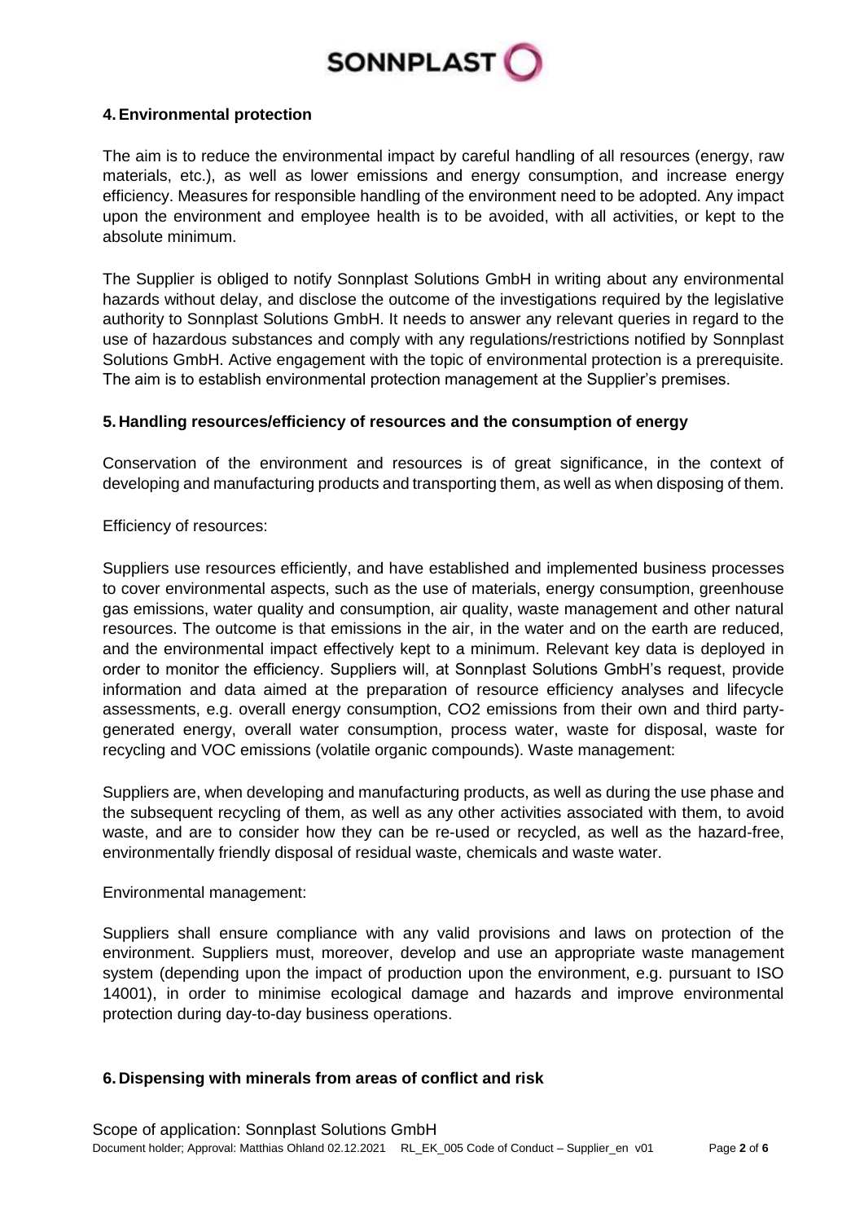## 4. Environmental protection

The aim is to reduce the environmental impact by careful handling of all resources (energy, raw materials, etc.), as well as lower emissions and energy consumption, and increase energy efficiency. Measures for responsible handling of the environment need to be adopted. Any impact upon the environment and employee health is to be avoided, with all activities, or kept to the absolute minimum.

The Supplier is obliged to notify Sonnplast Solutions GmbH in writing about any environmental hazards without delay, and disclose the outcome of the investigations required by the legislative authority to Sonnplast Solutions GmbH. It needs to answer any relevant queries in regard to the use of hazardous substances and comply with any regulations/restrictions notified by Sonnplast Solutions GmbH. Active engagement with the topic of environmental protection is a prerequisite. The aim is to establish environmental protection management at the Supplier's premises.

## 5. Handling resources/efficiency of resources and the consumption of energy

Conservation of the environment and resources is of great significance, in the context of developing and manufacturing products and transporting them, as well as when disposing of them.

Efficiency of resources:

Suppliers use resources efficiently, and have established and implemented business processes to cover environmental aspects, such as the use of materials, energy consumption, greenhouse gas emissions, water quality and consumption, air quality, waste management and other natural resources. The outcome is that emissions in the air, in the water and on the earth are reduced, and the environmental impact effectively kept to a minimum. Relevant key data is deployed in order to monitor the efficiency. Suppliers will, at Sonnplast Solutions GmbH's request, provide information and data aimed at the preparation of resource efficiency analyses and lifecycle assessments, e.g. overall energy consumption, $CO_2$ emissions from their own and third party-generated energy, overall water consumption, process water, waste for disposal, waste for recycling and VOC emissions (volatile organic compounds). Waste management:

Suppliers are, when developing and manufacturing products, as well as during the use phase and the subsequent recycling of them, as well as any other activities associated with them, to avoid waste, and are to consider how they can be re-used or recycled, as well as the hazard-free, environmentally friendly disposal of residual waste, chemicals and waste water.

Environmental management:

Suppliers shall ensure compliance with any valid provisions and laws on protection of the environment. Suppliers must, moreover, develop and use an appropriate waste management system (depending upon the impact of production upon the environment, e.g. pursuant to ISO 14001), in order to minimise ecological damage and hazards and improve environmental protection during day-to-day business operations.

## 6. Dispensing with minerals from areas of conflict and risk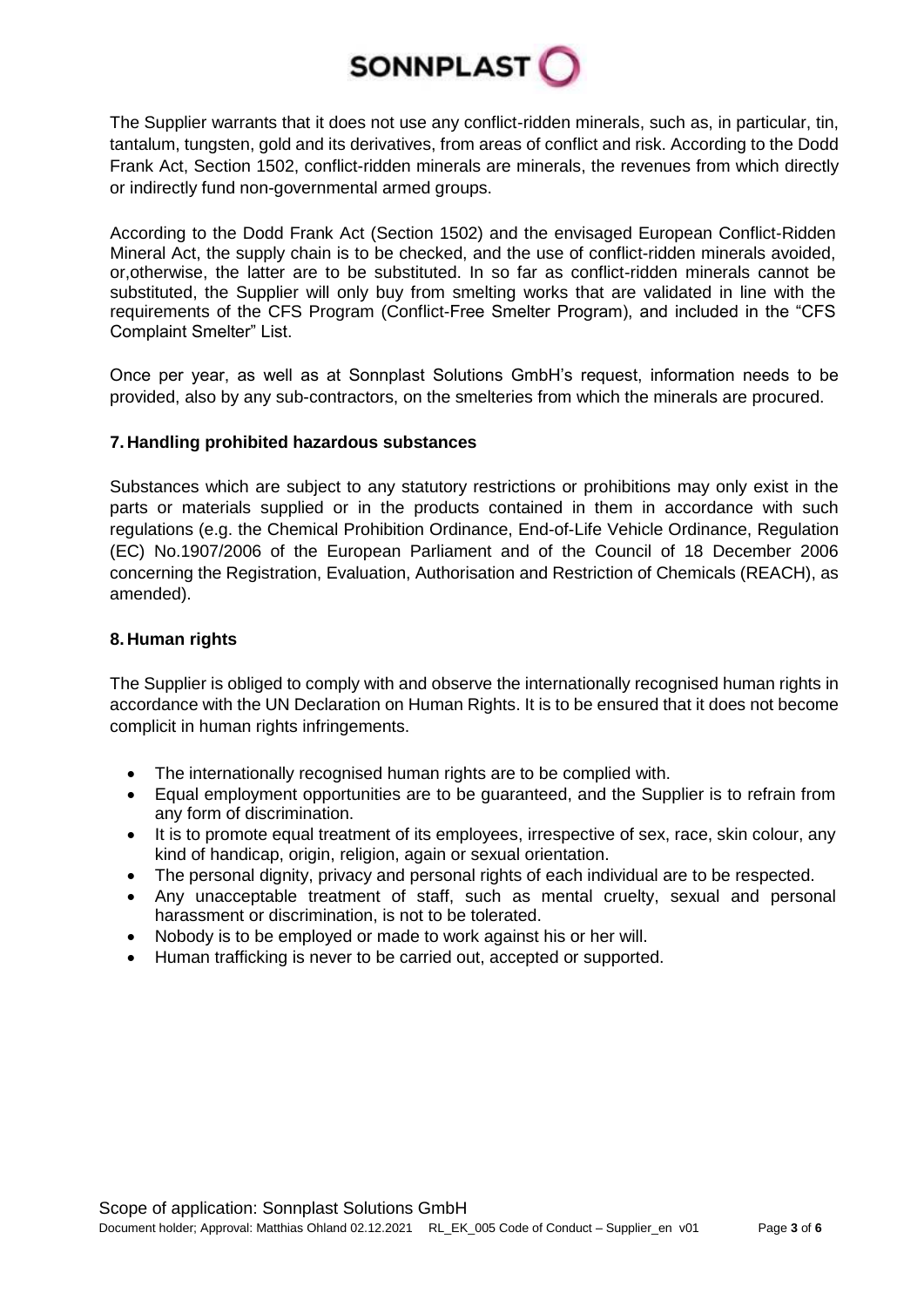The Supplier warrants that it does not use any conflict-ridden minerals, such as, in particular, tin, tantalum, tungsten, gold and its derivatives, from areas of conflict and risk. According to the Dodd Frank Act, Section 1502, conflict-ridden minerals are minerals, the revenues from which directly or indirectly fund non-governmental armed groups.

According to the Dodd Frank Act (Section 1502) and the envisaged European Conflict-Ridden Mineral Act, the supply chain is to be checked, and the use of conflict-ridden minerals avoided, or,otherwise, the latter are to be substituted. In so far as conflict-ridden minerals cannot be substituted, the Supplier will only buy from smelting works that are validated in line with the requirements of the CFS Program (Conflict-Free Smelter Program), and included in the "CFS Complaint Smelter" List.

Once per year, as well as at Sonnplast Solutions GmbH's request, information needs to be provided, also by any sub-contractors, on the smelteries from which the minerals are procured.

## 7. Handling prohibited hazardous substances

Substances which are subject to any statutory restrictions or prohibitions may only exist in the parts or materials supplied or in the products contained in them in accordance with such regulations (e.g. the Chemical Prohibition Ordinance, End-of-Life Vehicle Ordinance, Regulation (EC) No.1907/2006 of the European Parliament and of the Council of 18 December 2006 concerning the Registration, Evaluation, Authorisation and Restriction of Chemicals (REACH), as amended).

## 8. Human rights

The Supplier is obliged to comply with and observe the internationally recognised human rights in accordance with the UN Declaration on Human Rights. It is to be ensured that it does not become complicit in human rights infringements.

- The internationally recognised human rights are to be complied with.
- Equal employment opportunities are to be guaranteed, and the Supplier is to refrain from any form of discrimination.
- It is to promote equal treatment of its employees, irrespective of sex, race, skin colour, any kind of handicap, origin, religion, again or sexual orientation.
- The personal dignity, privacy and personal rights of each individual are to be respected.
- Any unacceptable treatment of staff, such as mental cruelty, sexual and personal harassment or discrimination, is not to be tolerated.
- Nobody is to be employed or made to work against his or her will.
- Human trafficking is never to be carried out, accepted or supported.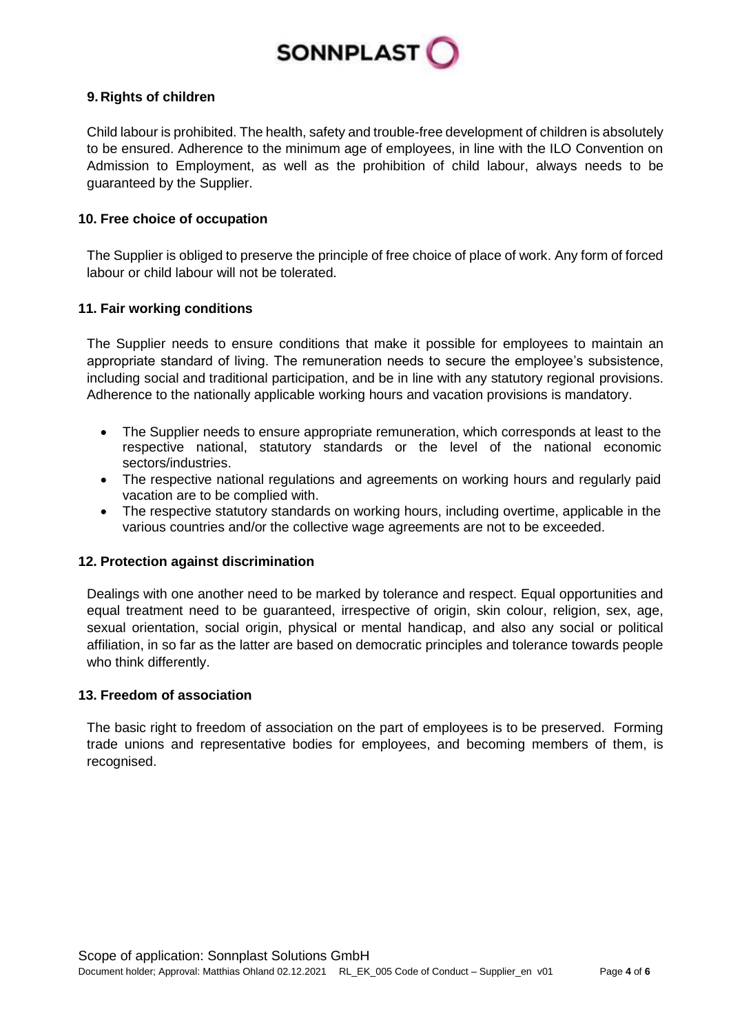## 9. Rights of children

Child labour is prohibited. The health, safety and trouble-free development of children is absolutely to be ensured. Adherence to the minimum age of employees, in line with the ILO Convention on Admission to Employment, as well as the prohibition of child labour, always needs to be guaranteed by the Supplier.

## 10. Free choice of occupation

The Supplier is obliged to preserve the principle of free choice of place of work. Any form of forced labour or child labour will not be tolerated.

## 11. Fair working conditions

The Supplier needs to ensure conditions that make it possible for employees to maintain an appropriate standard of living. The remuneration needs to secure the employee's subsistence, including social and traditional participation, and be in line with any statutory regional provisions. Adherence to the nationally applicable working hours and vacation provisions is mandatory.

- The Supplier needs to ensure appropriate remuneration, which corresponds at least to the respective national, statutory standards or the level of the national economic sectors/industries.
- The respective national regulations and agreements on working hours and regularly paid vacation are to be complied with.
- The respective statutory standards on working hours, including overtime, applicable in the various countries and/or the collective wage agreements are not to be exceeded.

## 12. Protection against discrimination

Dealings with one another need to be marked by tolerance and respect. Equal opportunities and equal treatment need to be guaranteed, irrespective of origin, skin colour, religion, sex, age, sexual orientation, social origin, physical or mental handicap, and also any social or political affiliation, in so far as the latter are based on democratic principles and tolerance towards people who think differently.

## 13. Freedom of association

The basic right to freedom of association on the part of employees is to be preserved. Forming trade unions and representative bodies for employees, and becoming members of them, is recognised.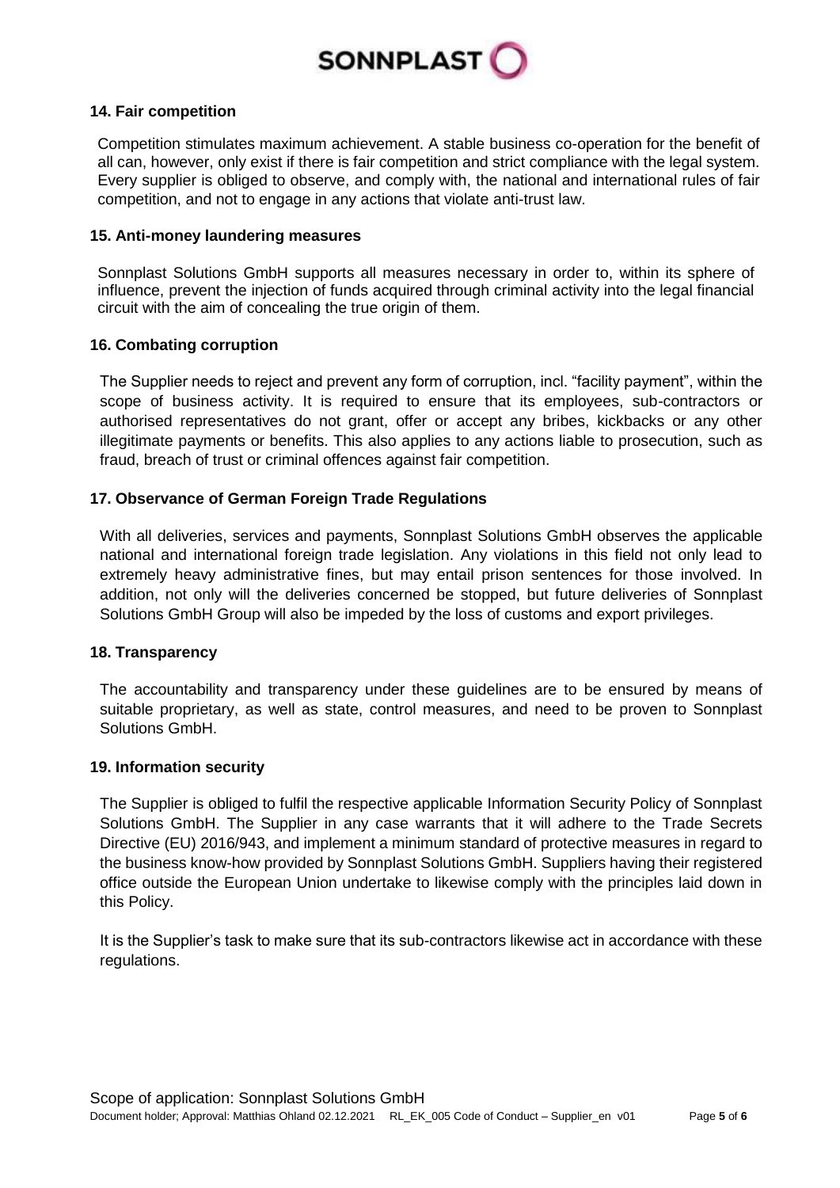## 14. Fair competition

Competition stimulates maximum achievement. A stable business co-operation for the benefit of all can, however, only exist if there is fair competition and strict compliance with the legal system. Every supplier is obliged to observe, and comply with, the national and international rules of fair competition, and not to engage in any actions that violate anti-trust law.

## 15. Anti-money laundering measures

Sonnplast Solutions GmbH supports all measures necessary in order to, within its sphere of influence, prevent the injection of funds acquired through criminal activity into the legal financial circuit with the aim of concealing the true origin of them.

## 16. Combating corruption

The Supplier needs to reject and prevent any form of corruption, incl. "facility payment", within the scope of business activity. It is required to ensure that its employees, sub-contractors or authorised representatives do not grant, offer or accept any bribes, kickbacks or any other illegitimate payments or benefits. This also applies to any actions liable to prosecution, such as fraud, breach of trust or criminal offences against fair competition.

## 17. Observance of German Foreign Trade Regulations

With all deliveries, services and payments, Sonnplast Solutions GmbH observes the applicable national and international foreign trade legislation. Any violations in this field not only lead to extremely heavy administrative fines, but may entail prison sentences for those involved. In addition, not only will the deliveries concerned be stopped, but future deliveries of Sonnplast Solutions GmbH Group will also be impeded by the loss of customs and export privileges.

## 18. Transparency

The accountability and transparency under these guidelines are to be ensured by means of suitable proprietary, as well as state, control measures, and need to be proven to Sonnplast Solutions GmbH.

## 19. Information security

The Supplier is obliged to fulfil the respective applicable Information Security Policy of Sonnplast Solutions GmbH. The Supplier in any case warrants that it will adhere to the Trade Secrets Directive (EU) 2016/943, and implement a minimum standard of protective measures in regard to the business know-how provided by Sonnplast Solutions GmbH. Suppliers having their registered office outside the European Union undertake to likewise comply with the principles laid down in this Policy.

It is the Supplier's task to make sure that its sub-contractors likewise act in accordance with these regulations.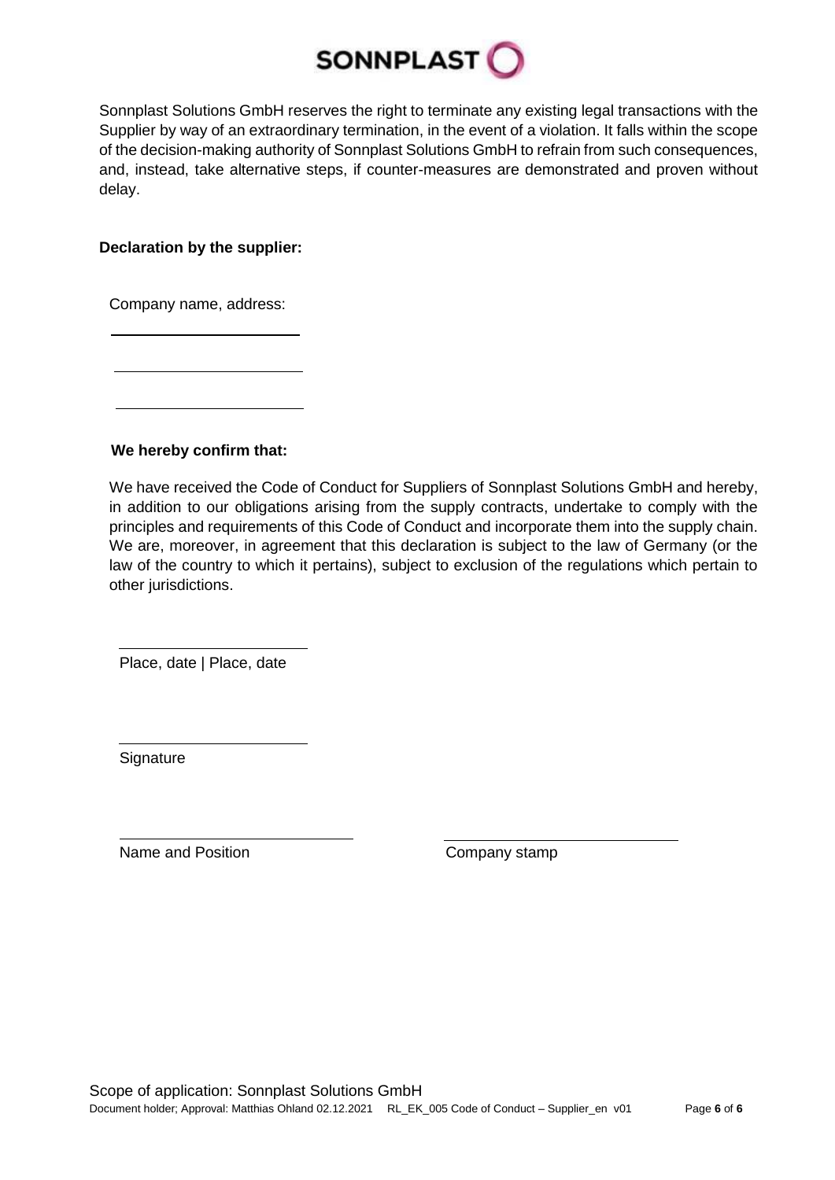Sonnplast Solutions GmbH reserves the right to terminate any existing legal transactions with the Supplier by way of an extraordinary termination, in the event of a violation. It falls within the scope of the decision-making authority of Sonnplast Solutions GmbH to refrain from such consequences, and, instead, take alternative steps, if counter-measures are demonstrated and proven without delay.

**Declaration by the supplier:**

Company name, address:

\_\_\_\_\_\_\_\_\_\_\_\_\_\_\_\_\_\_\_\_\_\_\_\_

\_\_\_\_\_\_\_\_\_\_\_\_\_\_\_\_\_\_\_\_\_\_\_\_

\_\_\_\_\_\_\_\_\_\_\_\_\_\_\_\_\_\_\_\_\_\_\_\_

**We hereby confirm that:**

We have received the Code of Conduct for Suppliers of Sonnplast Solutions GmbH and hereby, in addition to our obligations arising from the supply contracts, undertake to comply with the principles and requirements of this Code of Conduct and incorporate them into the supply chain. We are, moreover, in agreement that this declaration is subject to the law of Germany (or the law of the country to which it pertains), subject to exclusion of the regulations which pertain to other jurisdictions.

\_\_\_\_\_\_\_\_\_\_\_\_\_\_\_\_\_\_\_\_\_\_\_\_

Place, date | Place, date

\_\_\_\_\_\_\_\_\_\_\_\_\_\_\_\_\_\_\_\_\_\_\_\_

Signature

\_\_\_\_\_\_\_\_\_\_\_\_\_\_\_\_\_\_\_\_\_\_\_\_ \_\_\_\_\_\_\_\_\_\_\_\_\_\_\_\_\_\_\_\_\_\_\_\_

Name and Position Company stamp

Scope of application: Sonnplast Solutions GmbH

Document holder; Approval: Matthias Ohland 02.12.2021 RL_EK_005 Code of Conduct – Supplier_en v01